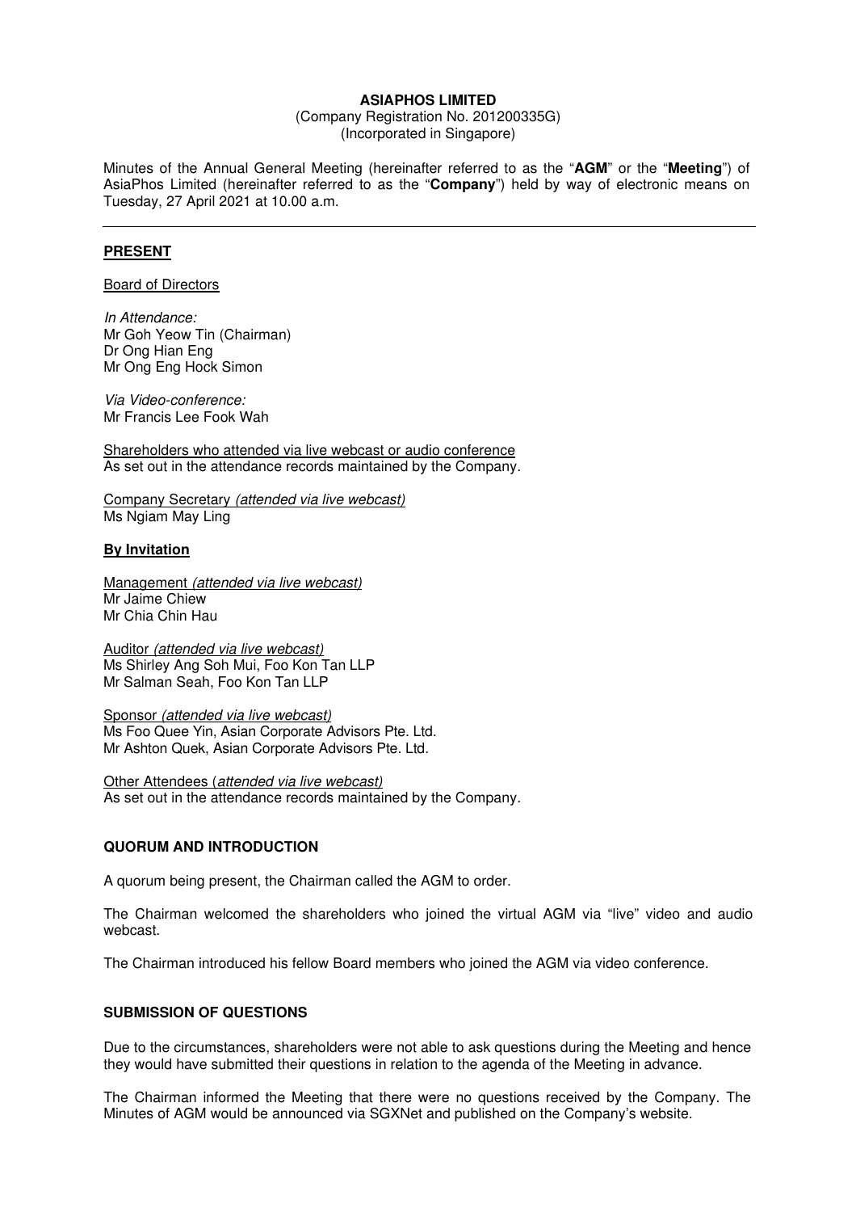**ASIAPHOS LIMITED**
(Company Registration No. 201200335G)
(Incorporated in Singapore)

Minutes of the Annual General Meeting (hereinafter referred to as the "**AGM**" or the "**Meeting**") of AsiaPhos Limited (hereinafter referred to as the "**Company**") held by way of electronic means on Tuesday, 27 April 2021 at 10.00 a.m.

---

## PRESENT

Board of Directors

*In Attendance:*
Mr Goh Yeow Tin (Chairman)
Dr Ong Hian Eng
Mr Ong Eng Hock Simon

*Via Video-conference:*
Mr Francis Lee Fook Wah

Shareholders who attended via live webcast or audio conference
As set out in the attendance records maintained by the Company.

Company Secretary *(attended via live webcast)*
Ms Ngiam May Ling

## By Invitation

Management *(attended via live webcast)*
Mr Jaime Chiew
Mr Chia Chin Hau

Auditor *(attended via live webcast)*
Ms Shirley Ang Soh Mui, Foo Kon Tan LLP
Mr Salman Seah, Foo Kon Tan LLP

Sponsor *(attended via live webcast)*
Ms Foo Quee Yin, Asian Corporate Advisors Pte. Ltd.
Mr Ashton Quek, Asian Corporate Advisors Pte. Ltd.

Other Attendees (*attended via live webcast)*
As set out in the attendance records maintained by the Company.

## QUORUM AND INTRODUCTION

A quorum being present, the Chairman called the AGM to order.

The Chairman welcomed the shareholders who joined the virtual AGM via "live" video and audio webcast.

The Chairman introduced his fellow Board members who joined the AGM via video conference.

## SUBMISSION OF QUESTIONS

Due to the circumstances, shareholders were not able to ask questions during the Meeting and hence they would have submitted their questions in relation to the agenda of the Meeting in advance.

The Chairman informed the Meeting that there were no questions received by the Company. The Minutes of AGM would be announced via SGXNet and published on the Company's website.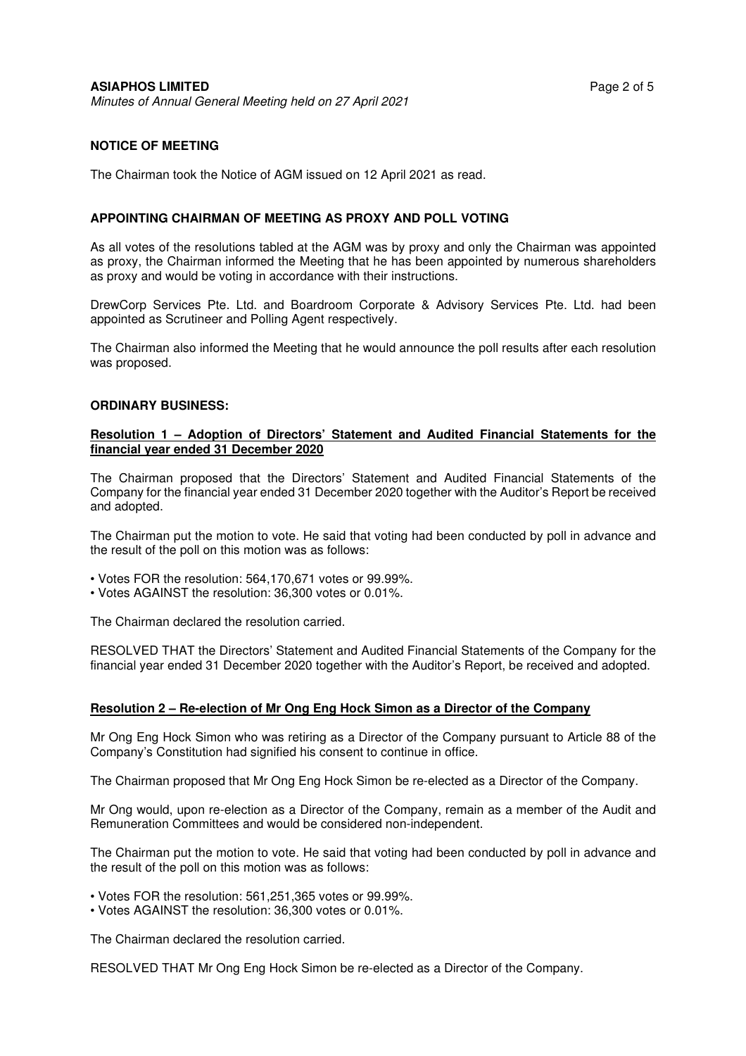## NOTICE OF MEETING

The Chairman took the Notice of AGM issued on 12 April 2021 as read.

## APPOINTING CHAIRMAN OF MEETING AS PROXY AND POLL VOTING

As all votes of the resolutions tabled at the AGM was by proxy and only the Chairman was appointed as proxy, the Chairman informed the Meeting that he has been appointed by numerous shareholders as proxy and would be voting in accordance with their instructions.

DrewCorp Services Pte. Ltd. and Boardroom Corporate & Advisory Services Pte. Ltd. had been appointed as Scrutineer and Polling Agent respectively.

The Chairman also informed the Meeting that he would announce the poll results after each resolution was proposed.

## ORDINARY BUSINESS:

### Resolution 1 – Adoption of Directors' Statement and Audited Financial Statements for the financial year ended 31 December 2020

The Chairman proposed that the Directors' Statement and Audited Financial Statements of the Company for the financial year ended 31 December 2020 together with the Auditor's Report be received and adopted.

The Chairman put the motion to vote. He said that voting had been conducted by poll in advance and the result of the poll on this motion was as follows:

- Votes FOR the resolution: 564,170,671 votes or 99.99%.
- Votes AGAINST the resolution: 36,300 votes or 0.01%.

The Chairman declared the resolution carried.

RESOLVED THAT the Directors' Statement and Audited Financial Statements of the Company for the financial year ended 31 December 2020 together with the Auditor's Report, be received and adopted.

### Resolution 2 – Re-election of Mr Ong Eng Hock Simon as a Director of the Company

Mr Ong Eng Hock Simon who was retiring as a Director of the Company pursuant to Article 88 of the Company's Constitution had signified his consent to continue in office.

The Chairman proposed that Mr Ong Eng Hock Simon be re-elected as a Director of the Company.

Mr Ong would, upon re-election as a Director of the Company, remain as a member of the Audit and Remuneration Committees and would be considered non-independent.

The Chairman put the motion to vote. He said that voting had been conducted by poll in advance and the result of the poll on this motion was as follows:

- Votes FOR the resolution: 561,251,365 votes or 99.99%.
- Votes AGAINST the resolution: 36,300 votes or 0.01%.

The Chairman declared the resolution carried.

RESOLVED THAT Mr Ong Eng Hock Simon be re-elected as a Director of the Company.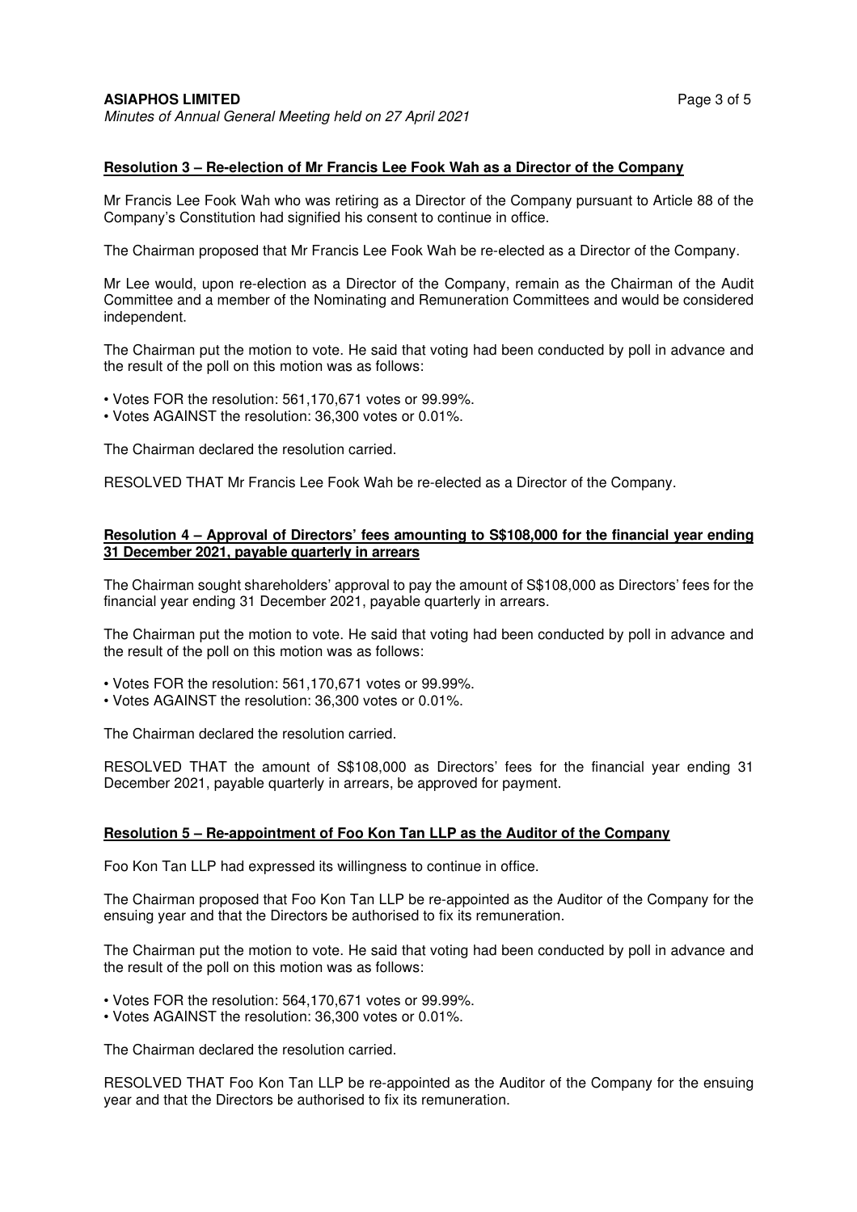**Resolution 3 – Re-election of Mr Francis Lee Fook Wah as a Director of the Company**

Mr Francis Lee Fook Wah who was retiring as a Director of the Company pursuant to Article 88 of the Company's Constitution had signified his consent to continue in office.

The Chairman proposed that Mr Francis Lee Fook Wah be re-elected as a Director of the Company.

Mr Lee would, upon re-election as a Director of the Company, remain as the Chairman of the Audit Committee and a member of the Nominating and Remuneration Committees and would be considered independent.

The Chairman put the motion to vote. He said that voting had been conducted by poll in advance and the result of the poll on this motion was as follows:

- Votes FOR the resolution: 561,170,671 votes or 99.99%.
- Votes AGAINST the resolution: 36,300 votes or 0.01%.

The Chairman declared the resolution carried.

RESOLVED THAT Mr Francis Lee Fook Wah be re-elected as a Director of the Company.

**Resolution 4 – Approval of Directors' fees amounting to S$108,000 for the financial year ending 31 December 2021, payable quarterly in arrears**

The Chairman sought shareholders' approval to pay the amount of S$108,000 as Directors' fees for the financial year ending 31 December 2021, payable quarterly in arrears.

The Chairman put the motion to vote. He said that voting had been conducted by poll in advance and the result of the poll on this motion was as follows:

- Votes FOR the resolution: 561,170,671 votes or 99.99%.
- Votes AGAINST the resolution: 36,300 votes or 0.01%.

The Chairman declared the resolution carried.

RESOLVED THAT the amount of S$108,000 as Directors' fees for the financial year ending 31 December 2021, payable quarterly in arrears, be approved for payment.

**Resolution 5 – Re-appointment of Foo Kon Tan LLP as the Auditor of the Company**

Foo Kon Tan LLP had expressed its willingness to continue in office.

The Chairman proposed that Foo Kon Tan LLP be re-appointed as the Auditor of the Company for the ensuing year and that the Directors be authorised to fix its remuneration.

The Chairman put the motion to vote. He said that voting had been conducted by poll in advance and the result of the poll on this motion was as follows:

- Votes FOR the resolution: 564,170,671 votes or 99.99%.
- Votes AGAINST the resolution: 36,300 votes or 0.01%.

The Chairman declared the resolution carried.

RESOLVED THAT Foo Kon Tan LLP be re-appointed as the Auditor of the Company for the ensuing year and that the Directors be authorised to fix its remuneration.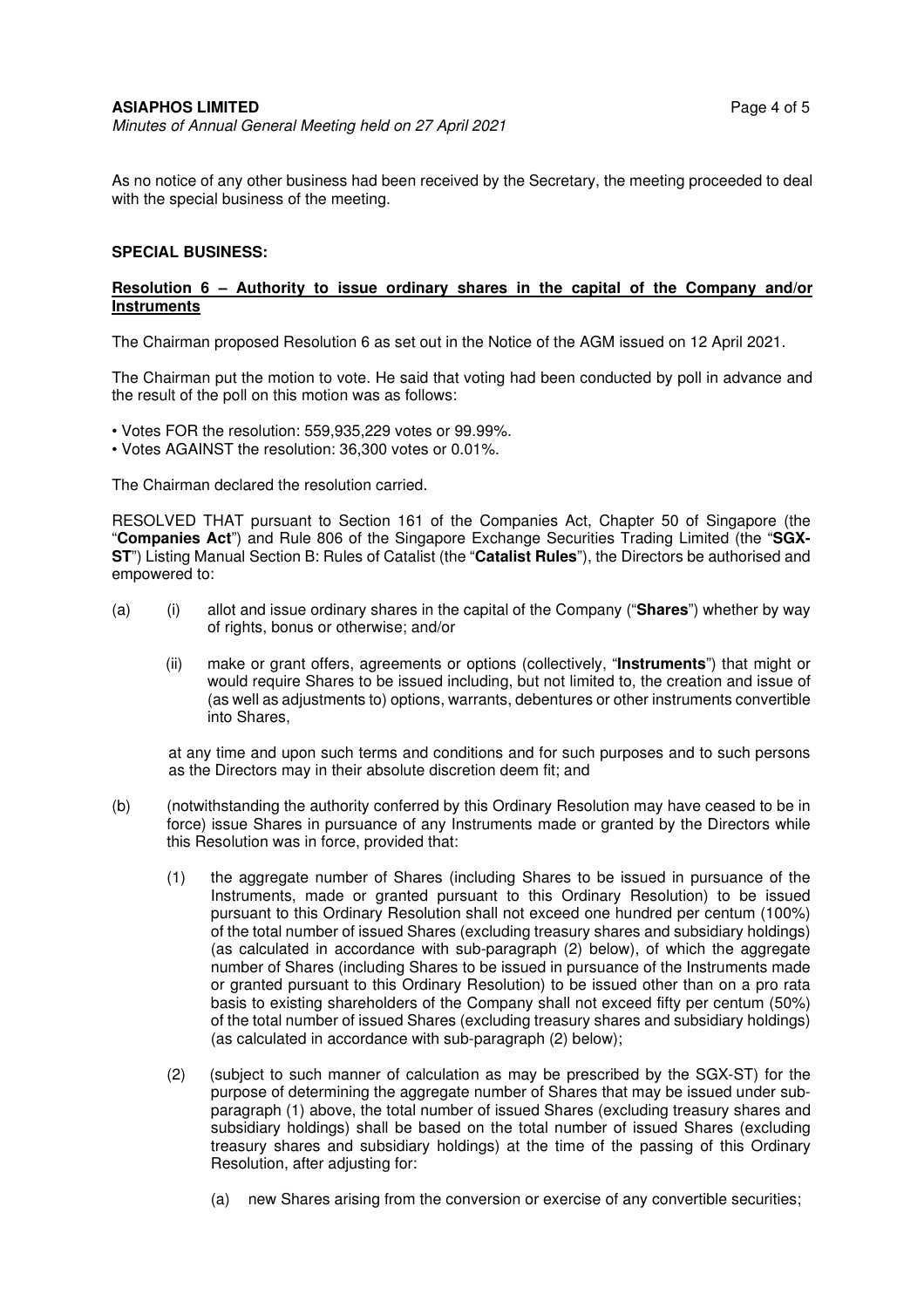As no notice of any other business had been received by the Secretary, the meeting proceeded to deal with the special business of the meeting.

**SPECIAL BUSINESS:**

**Resolution 6 – Authority to issue ordinary shares in the capital of the Company and/or Instruments**

The Chairman proposed Resolution 6 as set out in the Notice of the AGM issued on 12 April 2021.

The Chairman put the motion to vote. He said that voting had been conducted by poll in advance and the result of the poll on this motion was as follows:

- Votes FOR the resolution: 559,935,229 votes or 99.99%.
- Votes AGAINST the resolution: 36,300 votes or 0.01%.

The Chairman declared the resolution carried.

RESOLVED THAT pursuant to Section 161 of the Companies Act, Chapter 50 of Singapore (the "**Companies Act**") and Rule 806 of the Singapore Exchange Securities Trading Limited (the "**SGX-ST**") Listing Manual Section B: Rules of Catalist (the "**Catalist Rules**"), the Directors be authorised and empowered to:

(a) (i) allot and issue ordinary shares in the capital of the Company ("**Shares**") whether by way of rights, bonus or otherwise; and/or

(ii) make or grant offers, agreements or options (collectively, "**Instruments**") that might or would require Shares to be issued including, but not limited to, the creation and issue of (as well as adjustments to) options, warrants, debentures or other instruments convertible into Shares,

at any time and upon such terms and conditions and for such purposes and to such persons as the Directors may in their absolute discretion deem fit; and

(b) (notwithstanding the authority conferred by this Ordinary Resolution may have ceased to be in force) issue Shares in pursuance of any Instruments made or granted by the Directors while this Resolution was in force, provided that:

(1) the aggregate number of Shares (including Shares to be issued in pursuance of the Instruments, made or granted pursuant to this Ordinary Resolution) to be issued pursuant to this Ordinary Resolution shall not exceed one hundred per centum (100%) of the total number of issued Shares (excluding treasury shares and subsidiary holdings) (as calculated in accordance with sub-paragraph (2) below), of which the aggregate number of Shares (including Shares to be issued in pursuance of the Instruments made or granted pursuant to this Ordinary Resolution) to be issued other than on a pro rata basis to existing shareholders of the Company shall not exceed fifty per centum (50%) of the total number of issued Shares (excluding treasury shares and subsidiary holdings) (as calculated in accordance with sub-paragraph (2) below);

(2) (subject to such manner of calculation as may be prescribed by the SGX-ST) for the purpose of determining the aggregate number of Shares that may be issued under sub-paragraph (1) above, the total number of issued Shares (excluding treasury shares and subsidiary holdings) shall be based on the total number of issued Shares (excluding treasury shares and subsidiary holdings) at the time of the passing of this Ordinary Resolution, after adjusting for:

(a) new Shares arising from the conversion or exercise of any convertible securities;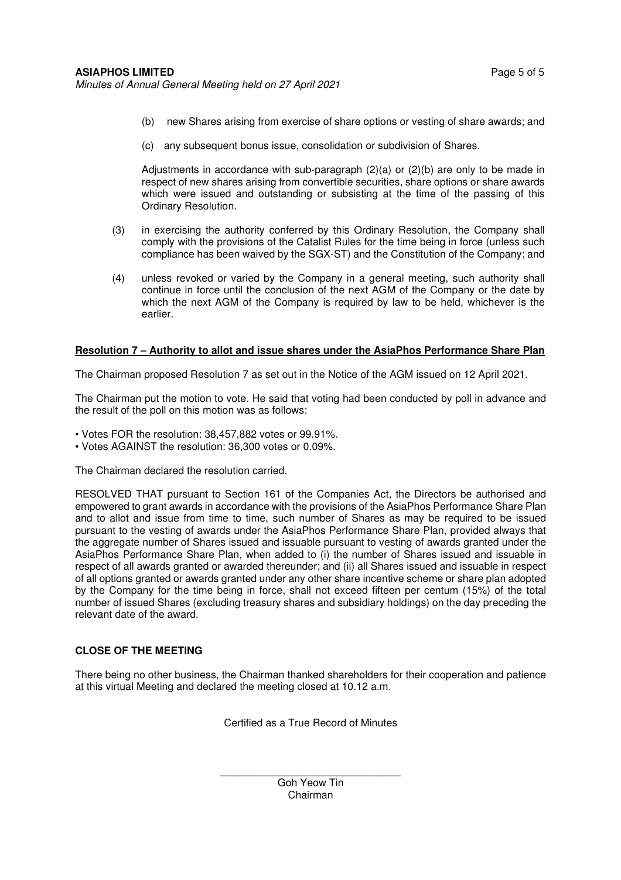(b) new Shares arising from exercise of share options or vesting of share awards; and

(c) any subsequent bonus issue, consolidation or subdivision of Shares.

Adjustments in accordance with sub-paragraph (2)(a) or (2)(b) are only to be made in respect of new shares arising from convertible securities, share options or share awards which were issued and outstanding or subsisting at the time of the passing of this Ordinary Resolution.

(3) in exercising the authority conferred by this Ordinary Resolution, the Company shall comply with the provisions of the Catalist Rules for the time being in force (unless such compliance has been waived by the SGX-ST) and the Constitution of the Company; and

(4) unless revoked or varied by the Company in a general meeting, such authority shall continue in force until the conclusion of the next AGM of the Company or the date by which the next AGM of the Company is required by law to be held, whichever is the earlier.

**Resolution 7 – Authority to allot and issue shares under the AsiaPhos Performance Share Plan**

The Chairman proposed Resolution 7 as set out in the Notice of the AGM issued on 12 April 2021.

The Chairman put the motion to vote. He said that voting had been conducted by poll in advance and the result of the poll on this motion was as follows:

- Votes FOR the resolution: 38,457,882 votes or 99.91%.
- Votes AGAINST the resolution: 36,300 votes or 0.09%.

The Chairman declared the resolution carried.

RESOLVED THAT pursuant to Section 161 of the Companies Act, the Directors be authorised and empowered to grant awards in accordance with the provisions of the AsiaPhos Performance Share Plan and to allot and issue from time to time, such number of Shares as may be required to be issued pursuant to the vesting of awards under the AsiaPhos Performance Share Plan, provided always that the aggregate number of Shares issued and issuable pursuant to vesting of awards granted under the AsiaPhos Performance Share Plan, when added to (i) the number of Shares issued and issuable in respect of all awards granted or awarded thereunder; and (ii) all Shares issued and issuable in respect of all options granted or awards granted under any other share incentive scheme or share plan adopted by the Company for the time being in force, shall not exceed fifteen per centum (15%) of the total number of issued Shares (excluding treasury shares and subsidiary holdings) on the day preceding the relevant date of the award.

**CLOSE OF THE MEETING**

There being no other business, the Chairman thanked shareholders for their cooperation and patience at this virtual Meeting and declared the meeting closed at 10.12 a.m.

Certified as a True Record of Minutes

\_\_\_\_\_\_\_\_\_\_\_\_\_\_\_\_\_\_\_\_\_\_\_\_\_\_\_\_\_\_\_\_

Goh Yeow Tin
Chairman